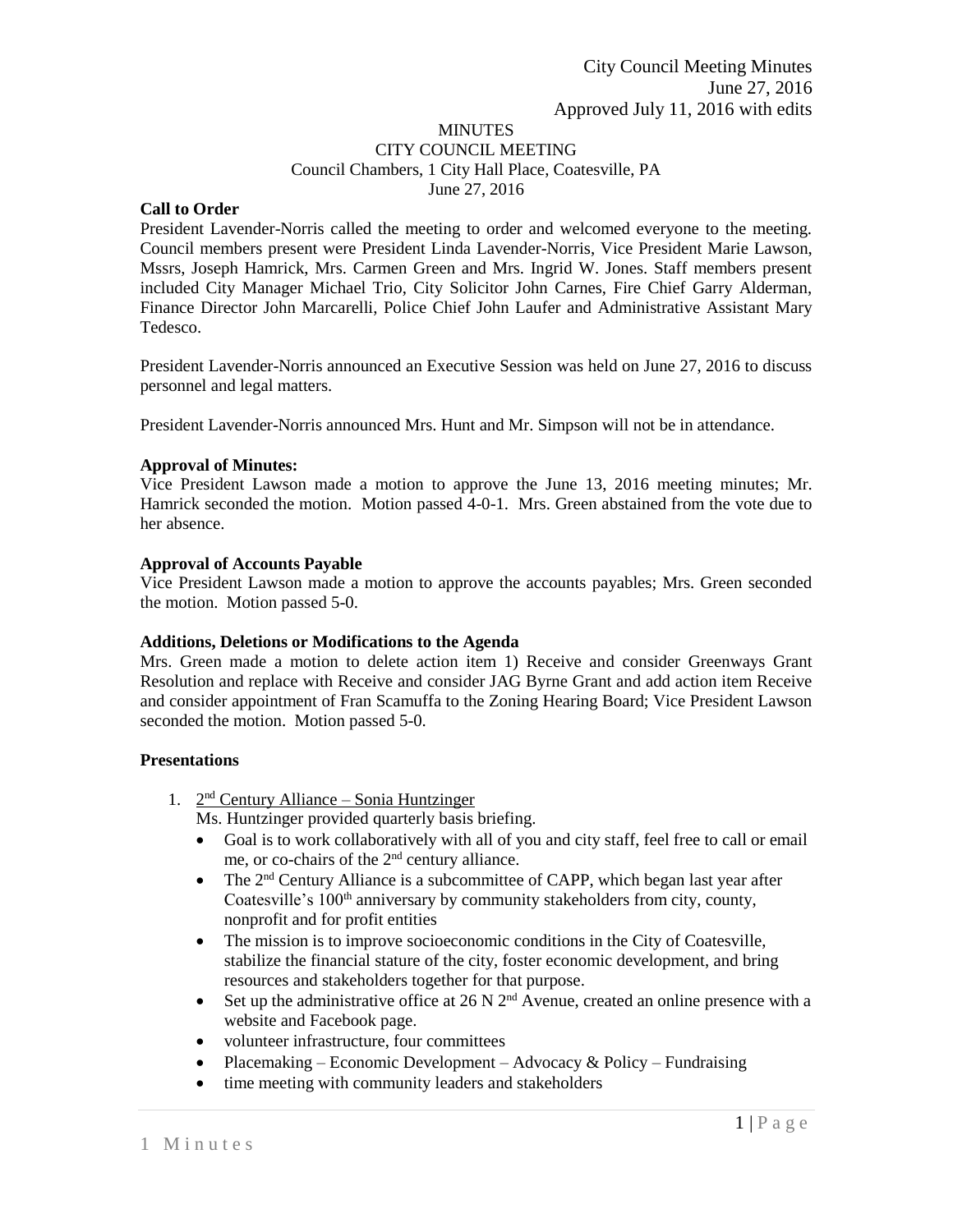City Council Meeting Minutes
June 27, 2016
Approved July 11, 2016 with edits

MINUTES
CITY COUNCIL MEETING
Council Chambers, 1 City Hall Place, Coatesville, PA
June 27, 2016

**Call to Order**

President Lavender-Norris called the meeting to order and welcomed everyone to the meeting. Council members present were President Linda Lavender-Norris, Vice President Marie Lawson, Mssrs, Joseph Hamrick, Mrs. Carmen Green and Mrs. Ingrid W. Jones. Staff members present included City Manager Michael Trio, City Solicitor John Carnes, Fire Chief Garry Alderman, Finance Director John Marcarelli, Police Chief John Laufer and Administrative Assistant Mary Tedesco.

President Lavender-Norris announced an Executive Session was held on June 27, 2016 to discuss personnel and legal matters.

President Lavender-Norris announced Mrs. Hunt and Mr. Simpson will not be in attendance.

**Approval of Minutes:**

Vice President Lawson made a motion to approve the June 13, 2016 meeting minutes; Mr. Hamrick seconded the motion. Motion passed 4-0-1. Mrs. Green abstained from the vote due to her absence.

**Approval of Accounts Payable**

Vice President Lawson made a motion to approve the accounts payables; Mrs. Green seconded the motion. Motion passed 5-0.

**Additions, Deletions or Modifications to the Agenda**

Mrs. Green made a motion to delete action item 1) Receive and consider Greenways Grant Resolution and replace with Receive and consider JAG Byrne Grant and add action item Receive and consider appointment of Fran Scamuffa to the Zoning Hearing Board; Vice President Lawson seconded the motion. Motion passed 5-0.

**Presentations**

1. 2nd Century Alliance – Sonia Huntzinger
   Ms. Huntzinger provided quarterly basis briefing.
   - Goal is to work collaboratively with all of you and city staff, feel free to call or email me, or co-chairs of the 2nd century alliance.
   - The 2nd Century Alliance is a subcommittee of CAPP, which began last year after Coatesville's 100th anniversary by community stakeholders from city, county, nonprofit and for profit entities
   - The mission is to improve socioeconomic conditions in the City of Coatesville, stabilize the financial stature of the city, foster economic development, and bring resources and stakeholders together for that purpose.
   - Set up the administrative office at 26 N 2nd Avenue, created an online presence with a website and Facebook page.
   - volunteer infrastructure, four committees
   - Placemaking – Economic Development – Advocacy & Policy – Fundraising
   - time meeting with community leaders and stakeholders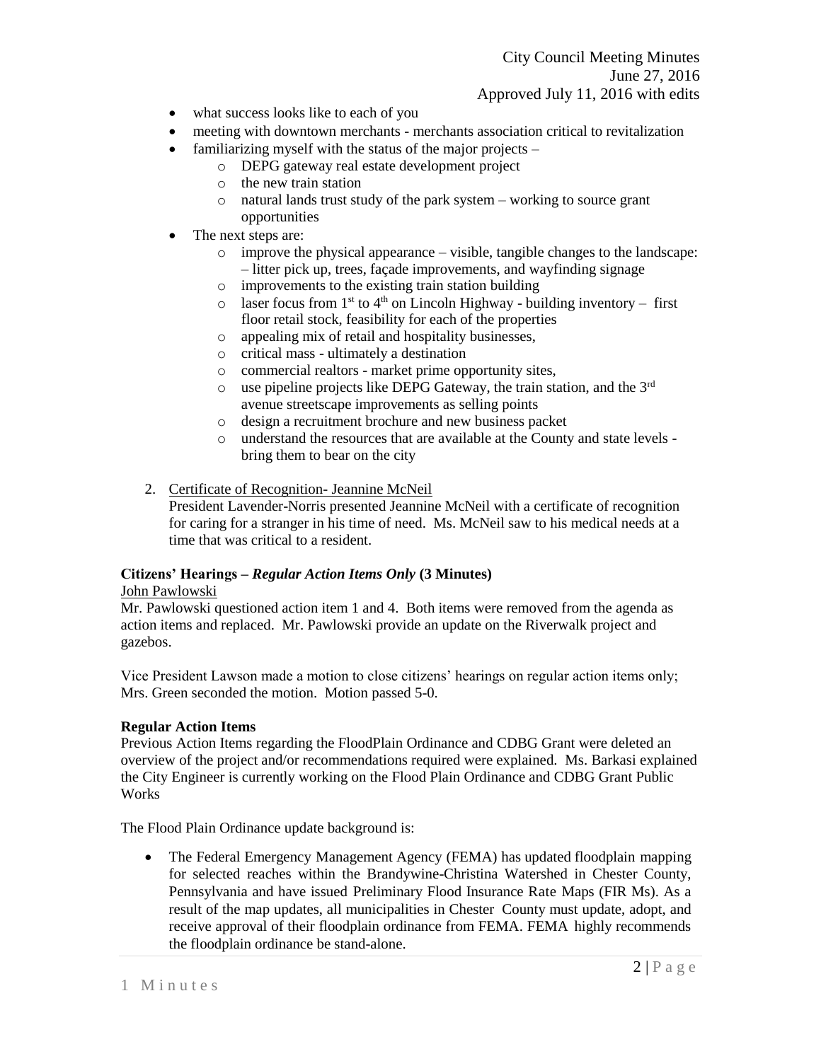- what success looks like to each of you
- meeting with downtown merchants - merchants association critical to revitalization
- familiarizing myself with the status of the major projects –
    - DEPG gateway real estate development project
    - the new train station
    - natural lands trust study of the park system – working to source grant opportunities
- The next steps are:
    - improve the physical appearance – visible, tangible changes to the landscape: – litter pick up, trees, façade improvements, and wayfinding signage
    - improvements to the existing train station building
    - laser focus from 1st to 4th on Lincoln Highway - building inventory – first floor retail stock, feasibility for each of the properties
    - appealing mix of retail and hospitality businesses,
    - critical mass - ultimately a destination
    - commercial realtors - market prime opportunity sites,
    - use pipeline projects like DEPG Gateway, the train station, and the 3rd avenue streetscape improvements as selling points
    - design a recruitment brochure and new business packet
    - understand the resources that are available at the County and state levels - bring them to bear on the city

2. Certificate of Recognition- Jeannine McNeil
   President Lavender-Norris presented Jeannine McNeil with a certificate of recognition for caring for a stranger in his time of need. Ms. McNeil saw to his medical needs at a time that was critical to a resident.

**Citizens' Hearings –** ***Regular Action Items Only*** **(3 Minutes)**

John Pawlowski

Mr. Pawlowski questioned action item 1 and 4. Both items were removed from the agenda as action items and replaced. Mr. Pawlowski provide an update on the Riverwalk project and gazebos.

Vice President Lawson made a motion to close citizens' hearings on regular action items only; Mrs. Green seconded the motion. Motion passed 5-0.

**Regular Action Items**

Previous Action Items regarding the FloodPlain Ordinance and CDBG Grant were deleted an overview of the project and/or recommendations required were explained. Ms. Barkasi explained the City Engineer is currently working on the Flood Plain Ordinance and CDBG Grant Public Works

The Flood Plain Ordinance update background is:

- The Federal Emergency Management Agency (FEMA) has updated floodplain mapping for selected reaches within the Brandywine-Christina Watershed in Chester County, Pennsylvania and have issued Preliminary Flood Insurance Rate Maps (FIR Ms). As a result of the map updates, all municipalities in Chester County must update, adopt, and receive approval of their floodplain ordinance from FEMA. FEMA highly recommends the floodplain ordinance be stand-alone.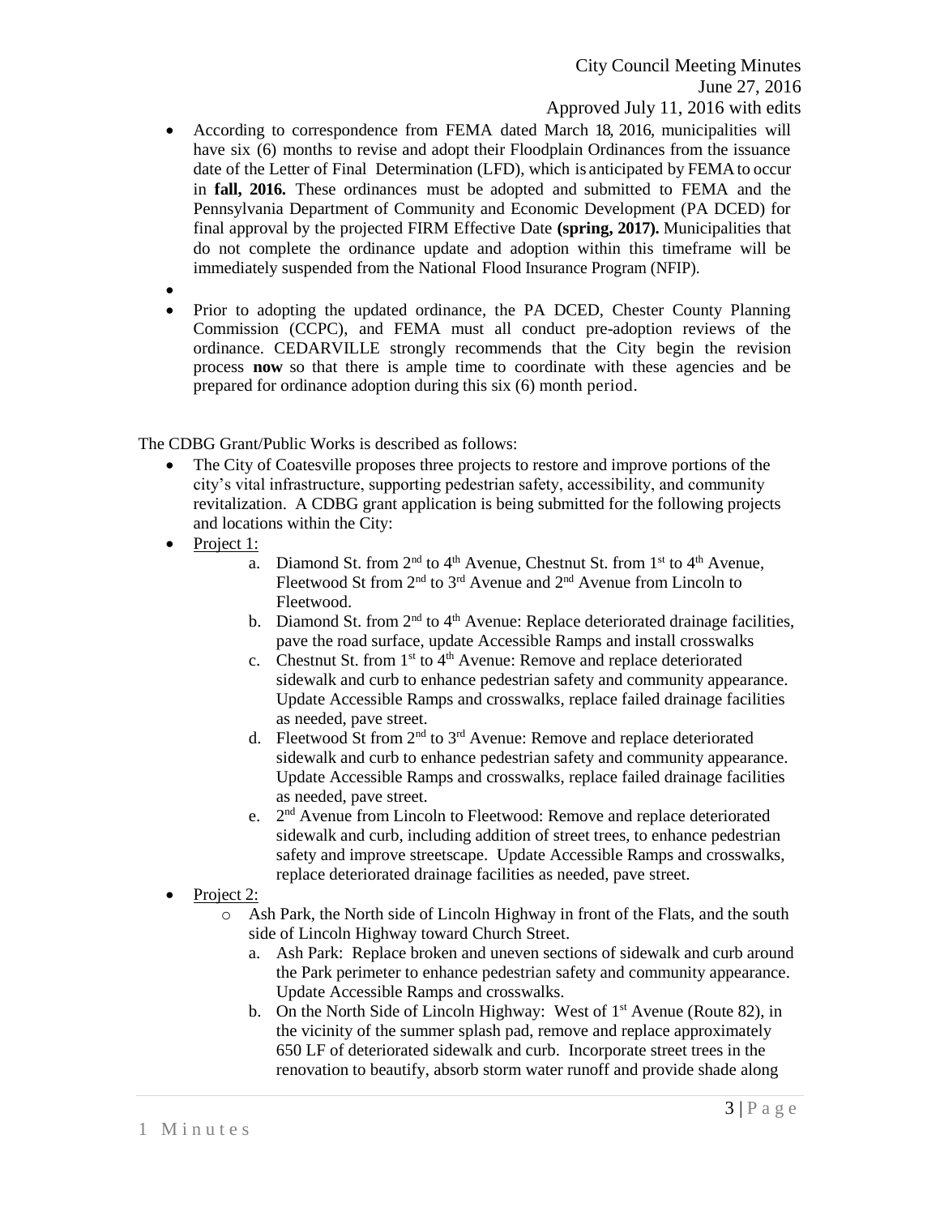- According to correspondence from FEMA dated March 18, 2016, municipalities will have six (6) months to revise and adopt their Floodplain Ordinances from the issuance date of the Letter of Final Determination (LFD), which is anticipated by FEMA to occur in **fall, 2016.** These ordinances must be adopted and submitted to FEMA and the Pennsylvania Department of Community and Economic Development (PA DCED) for final approval by the projected FIRM Effective Date **(spring, 2017).** Municipalities that do not complete the ordinance update and adoption within this timeframe will be immediately suspended from the National Flood Insurance Program (NFIP).
- 
- Prior to adopting the updated ordinance, the PA DCED, Chester County Planning Commission (CCPC), and FEMA must all conduct pre-adoption reviews of the ordinance. CEDARVILLE strongly recommends that the City begin the revision process **now** so that there is ample time to coordinate with these agencies and be prepared for ordinance adoption during this six (6) month period.

The CDBG Grant/Public Works is described as follows:

- The City of Coatesville proposes three projects to restore and improve portions of the city's vital infrastructure, supporting pedestrian safety, accessibility, and community revitalization. A CDBG grant application is being submitted for the following projects and locations within the City:
- Project 1:
    a. Diamond St. from 2nd to 4th Avenue, Chestnut St. from 1st to 4th Avenue, Fleetwood St from 2nd to 3rd Avenue and 2nd Avenue from Lincoln to Fleetwood.
    b. Diamond St. from 2nd to 4th Avenue: Replace deteriorated drainage facilities, pave the road surface, update Accessible Ramps and install crosswalks
    c. Chestnut St. from 1st to 4th Avenue: Remove and replace deteriorated sidewalk and curb to enhance pedestrian safety and community appearance. Update Accessible Ramps and crosswalks, replace failed drainage facilities as needed, pave street.
    d. Fleetwood St from 2nd to 3rd Avenue: Remove and replace deteriorated sidewalk and curb to enhance pedestrian safety and community appearance. Update Accessible Ramps and crosswalks, replace failed drainage facilities as needed, pave street.
    e. 2nd Avenue from Lincoln to Fleetwood: Remove and replace deteriorated sidewalk and curb, including addition of street trees, to enhance pedestrian safety and improve streetscape. Update Accessible Ramps and crosswalks, replace deteriorated drainage facilities as needed, pave street.
- Project 2:
    - Ash Park, the North side of Lincoln Highway in front of the Flats, and the south side of Lincoln Highway toward Church Street.
    a. Ash Park: Replace broken and uneven sections of sidewalk and curb around the Park perimeter to enhance pedestrian safety and community appearance. Update Accessible Ramps and crosswalks.
    b. On the North Side of Lincoln Highway: West of 1st Avenue (Route 82), in the vicinity of the summer splash pad, remove and replace approximately 650 LF of deteriorated sidewalk and curb. Incorporate street trees in the renovation to beautify, absorb storm water runoff and provide shade along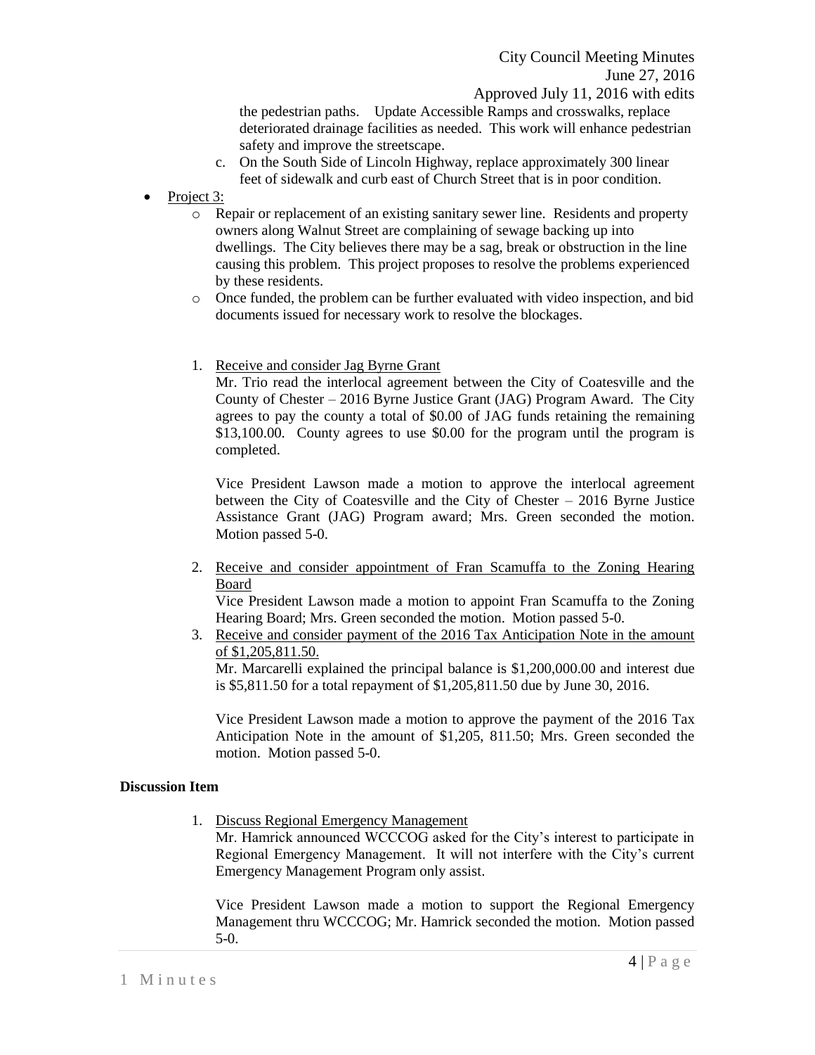the pedestrian paths. Update Accessible Ramps and crosswalks, replace deteriorated drainage facilities as needed. This work will enhance pedestrian safety and improve the streetscape.

c. On the South Side of Lincoln Highway, replace approximately 300 linear feet of sidewalk and curb east of Church Street that is in poor condition.

- Project 3:
  - Repair or replacement of an existing sanitary sewer line. Residents and property owners along Walnut Street are complaining of sewage backing up into dwellings. The City believes there may be a sag, break or obstruction in the line causing this problem. This project proposes to resolve the problems experienced by these residents.
  - Once funded, the problem can be further evaluated with video inspection, and bid documents issued for necessary work to resolve the blockages.

1. Receive and consider Jag Byrne Grant

   Mr. Trio read the interlocal agreement between the City of Coatesville and the County of Chester – 2016 Byrne Justice Grant (JAG) Program Award. The City agrees to pay the county a total of $0.00 of JAG funds retaining the remaining $13,100.00. County agrees to use $0.00 for the program until the program is completed.

   Vice President Lawson made a motion to approve the interlocal agreement between the City of Coatesville and the City of Chester – 2016 Byrne Justice Assistance Grant (JAG) Program award; Mrs. Green seconded the motion. Motion passed 5-0.

2. Receive and consider appointment of Fran Scamuffa to the Zoning Hearing Board

   Vice President Lawson made a motion to appoint Fran Scamuffa to the Zoning Hearing Board; Mrs. Green seconded the motion. Motion passed 5-0.

3. Receive and consider payment of the 2016 Tax Anticipation Note in the amount of $1,205,811.50.

   Mr. Marcarelli explained the principal balance is $1,200,000.00 and interest due is $5,811.50 for a total repayment of $1,205,811.50 due by June 30, 2016.

   Vice President Lawson made a motion to approve the payment of the 2016 Tax Anticipation Note in the amount of $1,205, 811.50; Mrs. Green seconded the motion. Motion passed 5-0.

**Discussion Item**

1. Discuss Regional Emergency Management

   Mr. Hamrick announced WCCCOG asked for the City's interest to participate in Regional Emergency Management. It will not interfere with the City's current Emergency Management Program only assist.

   Vice President Lawson made a motion to support the Regional Emergency Management thru WCCCOG; Mr. Hamrick seconded the motion. Motion passed 5-0.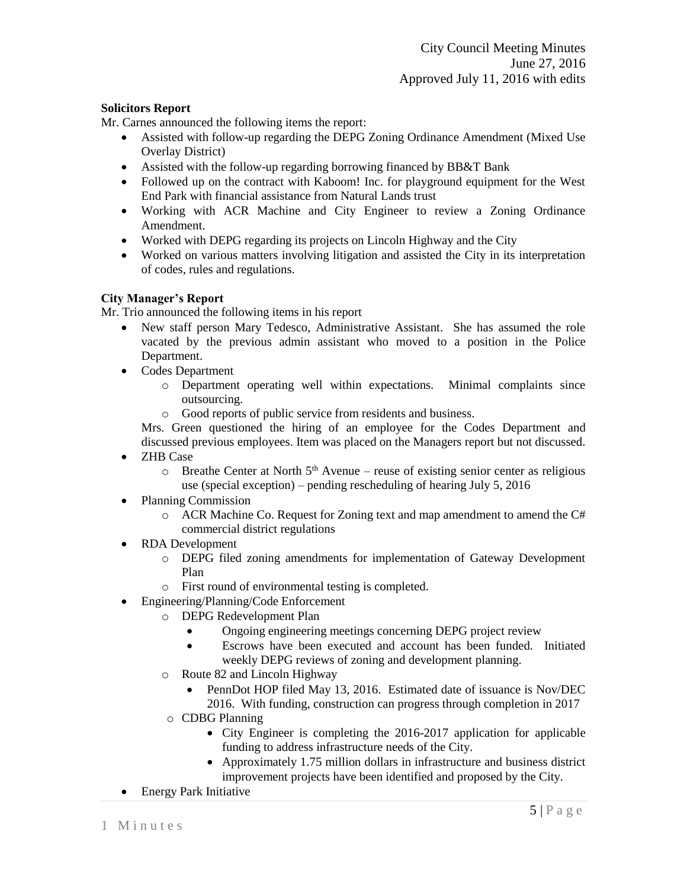**Solicitors Report**

Mr. Carnes announced the following items the report:

- Assisted with follow-up regarding the DEPG Zoning Ordinance Amendment (Mixed Use Overlay District)
- Assisted with the follow-up regarding borrowing financed by BB&T Bank
- Followed up on the contract with Kaboom! Inc. for playground equipment for the West End Park with financial assistance from Natural Lands trust
- Working with ACR Machine and City Engineer to review a Zoning Ordinance Amendment.
- Worked with DEPG regarding its projects on Lincoln Highway and the City
- Worked on various matters involving litigation and assisted the City in its interpretation of codes, rules and regulations.

**City Manager's Report**

Mr. Trio announced the following items in his report

- New staff person Mary Tedesco, Administrative Assistant. She has assumed the role vacated by the previous admin assistant who moved to a position in the Police Department.
- Codes Department
  - Department operating well within expectations. Minimal complaints since outsourcing.
  - Good reports of public service from residents and business.

  Mrs. Green questioned the hiring of an employee for the Codes Department and discussed previous employees. Item was placed on the Managers report but not discussed.
- ZHB Case
  - Breathe Center at North 5th Avenue – reuse of existing senior center as religious use (special exception) – pending rescheduling of hearing July 5, 2016
- Planning Commission
  - ACR Machine Co. Request for Zoning text and map amendment to amend the C# commercial district regulations
- RDA Development
  - DEPG filed zoning amendments for implementation of Gateway Development Plan
  - First round of environmental testing is completed.
- Engineering/Planning/Code Enforcement
  - DEPG Redevelopment Plan
    - Ongoing engineering meetings concerning DEPG project review
    - Escrows have been executed and account has been funded. Initiated weekly DEPG reviews of zoning and development planning.
  - Route 82 and Lincoln Highway
    - PennDot HOP filed May 13, 2016. Estimated date of issuance is Nov/DEC 2016. With funding, construction can progress through completion in 2017
  - CDBG Planning
    - City Engineer is completing the 2016-2017 application for applicable funding to address infrastructure needs of the City.
    - Approximately 1.75 million dollars in infrastructure and business district improvement projects have been identified and proposed by the City.
- Energy Park Initiative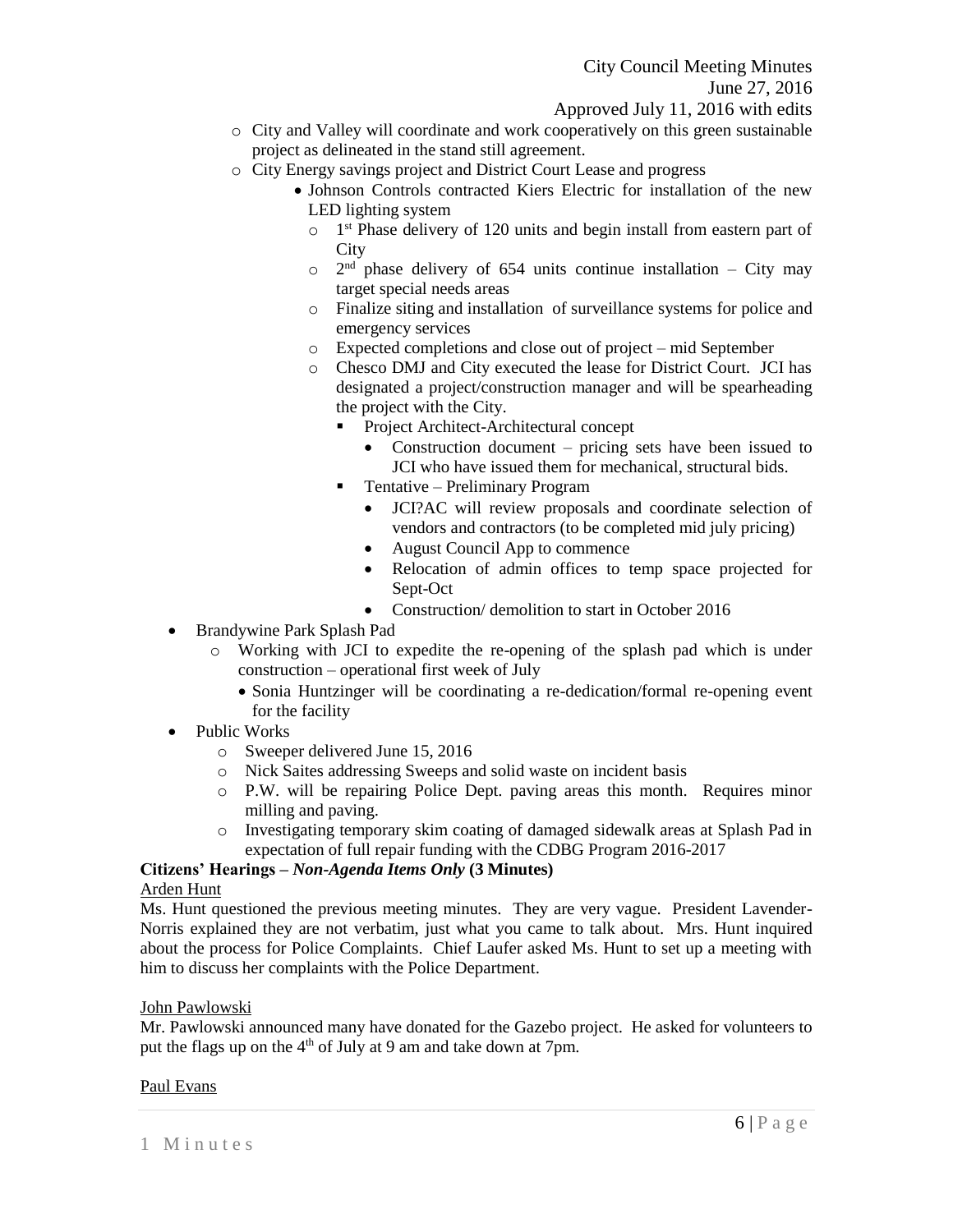- City and Valley will coordinate and work cooperatively on this green sustainable project as delineated in the stand still agreement.
- City Energy savings project and District Court Lease and progress
  - Johnson Controls contracted Kiers Electric for installation of the new LED lighting system
    - 1st Phase delivery of 120 units and begin install from eastern part of City
    - 2nd phase delivery of 654 units continue installation – City may target special needs areas
    - Finalize siting and installation of surveillance systems for police and emergency services
    - Expected completions and close out of project – mid September
    - Chesco DMJ and City executed the lease for District Court. JCI has designated a project/construction manager and will be spearheading the project with the City.
      - Project Architect-Architectural concept
        - Construction document – pricing sets have been issued to JCI who have issued them for mechanical, structural bids.
      - Tentative – Preliminary Program
        - JCI?AC will review proposals and coordinate selection of vendors and contractors (to be completed mid july pricing)
        - August Council App to commence
        - Relocation of admin offices to temp space projected for Sept-Oct
        - Construction/ demolition to start in October 2016

- Brandywine Park Splash Pad
  - Working with JCI to expedite the re-opening of the splash pad which is under construction – operational first week of July
    - Sonia Huntzinger will be coordinating a re-dedication/formal re-opening event for the facility
- Public Works
  - Sweeper delivered June 15, 2016
  - Nick Saites addressing Sweeps and solid waste on incident basis
  - P.W. will be repairing Police Dept. paving areas this month. Requires minor milling and paving.
  - Investigating temporary skim coating of damaged sidewalk areas at Splash Pad in expectation of full repair funding with the CDBG Program 2016-2017

**Citizens' Hearings – *Non-Agenda Items Only* (3 Minutes)**

Arden Hunt

Ms. Hunt questioned the previous meeting minutes. They are very vague. President Lavender-Norris explained they are not verbatim, just what you came to talk about. Mrs. Hunt inquired about the process for Police Complaints. Chief Laufer asked Ms. Hunt to set up a meeting with him to discuss her complaints with the Police Department.

John Pawlowski

Mr. Pawlowski announced many have donated for the Gazebo project. He asked for volunteers to put the flags up on the 4th of July at 9 am and take down at 7pm.

Paul Evans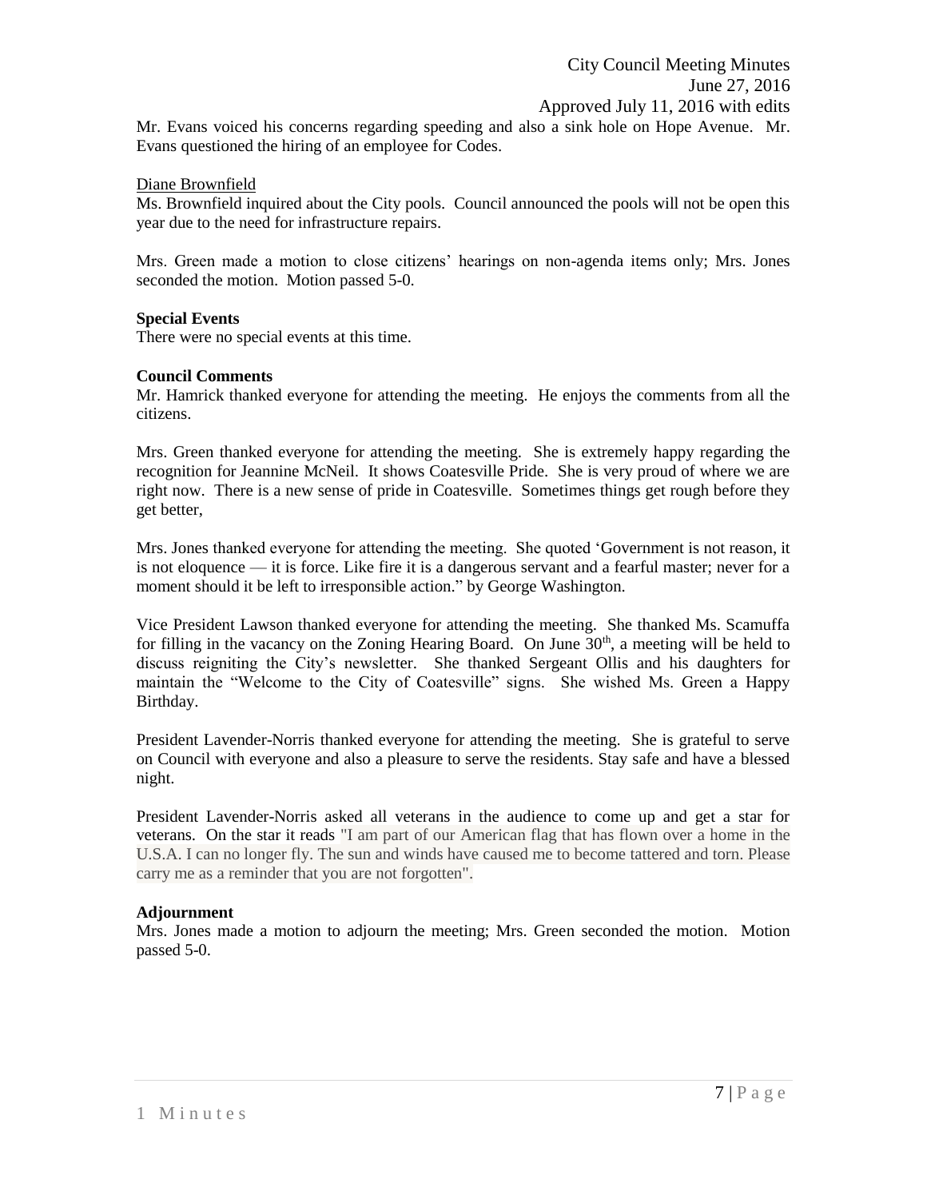Mr. Evans voiced his concerns regarding speeding and also a sink hole on Hope Avenue. Mr. Evans questioned the hiring of an employee for Codes.

Diane Brownfield

Ms. Brownfield inquired about the City pools. Council announced the pools will not be open this year due to the need for infrastructure repairs.

Mrs. Green made a motion to close citizens' hearings on non-agenda items only; Mrs. Jones seconded the motion. Motion passed 5-0.

**Special Events**

There were no special events at this time.

**Council Comments**

Mr. Hamrick thanked everyone for attending the meeting. He enjoys the comments from all the citizens.

Mrs. Green thanked everyone for attending the meeting. She is extremely happy regarding the recognition for Jeannine McNeil. It shows Coatesville Pride. She is very proud of where we are right now. There is a new sense of pride in Coatesville. Sometimes things get rough before they get better,

Mrs. Jones thanked everyone for attending the meeting. She quoted 'Government is not reason, it is not eloquence — it is force. Like fire it is a dangerous servant and a fearful master; never for a moment should it be left to irresponsible action." by George Washington.

Vice President Lawson thanked everyone for attending the meeting. She thanked Ms. Scamuffa for filling in the vacancy on the Zoning Hearing Board. On June 30th, a meeting will be held to discuss reigniting the City's newsletter. She thanked Sergeant Ollis and his daughters for maintain the "Welcome to the City of Coatesville" signs. She wished Ms. Green a Happy Birthday.

President Lavender-Norris thanked everyone for attending the meeting. She is grateful to serve on Council with everyone and also a pleasure to serve the residents. Stay safe and have a blessed night.

President Lavender-Norris asked all veterans in the audience to come up and get a star for veterans. On the star it reads "I am part of our American flag that has flown over a home in the U.S.A. I can no longer fly. The sun and winds have caused me to become tattered and torn. Please carry me as a reminder that you are not forgotten".

**Adjournment**

Mrs. Jones made a motion to adjourn the meeting; Mrs. Green seconded the motion. Motion passed 5-0.